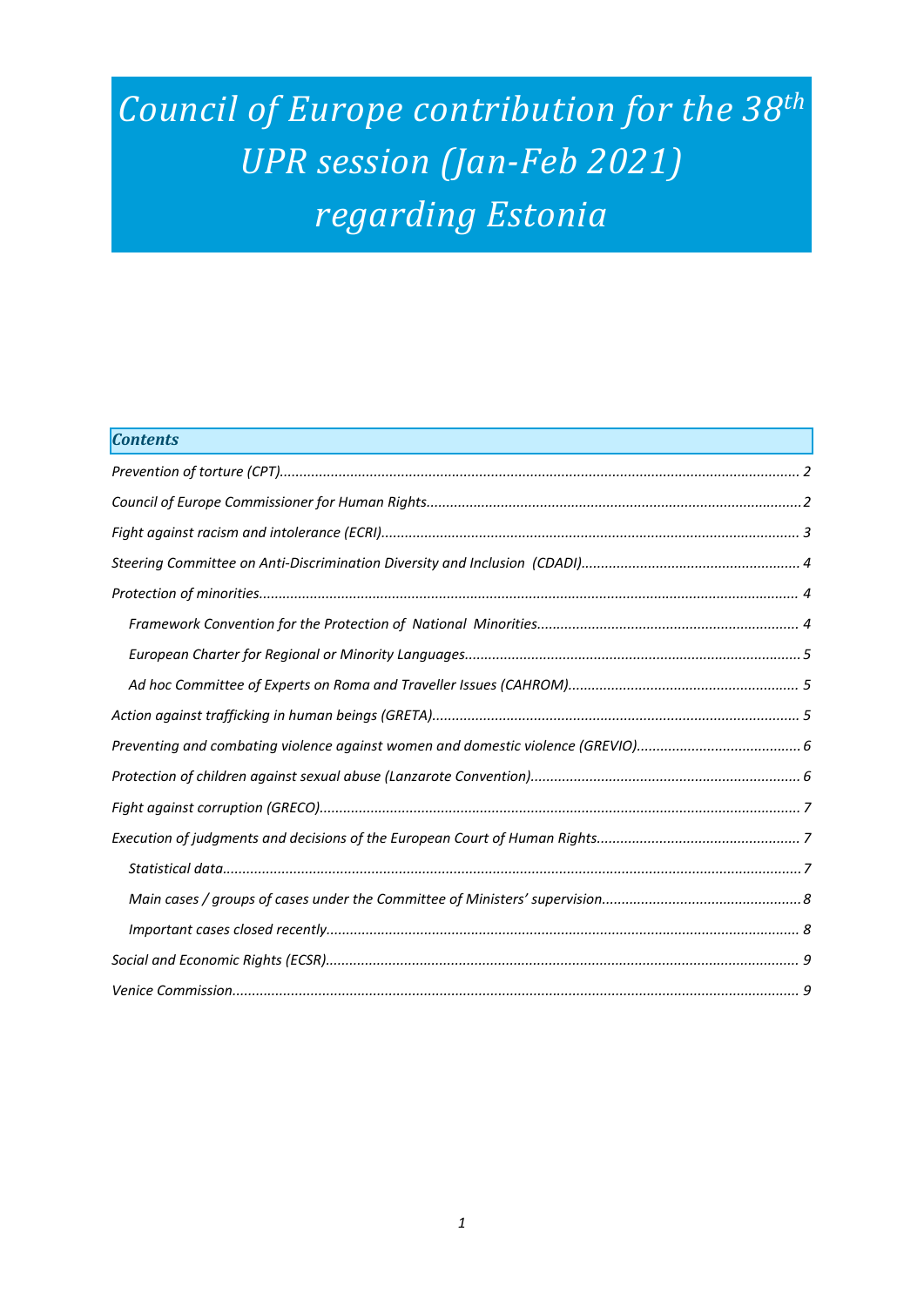# *Council of Europe contribution for the 38th UPR session (Jan-Feb 2021) regarding Estonia*

## *Contents*

*Prevention of torture (CPT)* ........ 2

*Council of Europe Commissioner for Human Rights* ........ 2

*Fight against racism and intolerance (ECRI)* ........ 3

*Steering Committee on Anti-Discrimination Diversity and Inclusion (CDADI)* ........ 4

*Protection of minorities* ........ 4

- *Framework Convention for the Protection of National Minorities* ........ 4
- *European Charter for Regional or Minority Languages* ........ 5
- *Ad hoc Committee of Experts on Roma and Traveller Issues (CAHROM)* ........ 5

*Action against trafficking in human beings (GRETA)* ........ 5

*Preventing and combating violence against women and domestic violence (GREVIO)* ........ 6

*Protection of children against sexual abuse (Lanzarote Convention)* ........ 6

*Fight against corruption (GRECO)* ........ 7

*Execution of judgments and decisions of the European Court of Human Rights* ........ 7

- *Statistical data* ........ 7
- *Main cases / groups of cases under the Committee of Ministers' supervision* ........ 8
- *Important cases closed recently* ........ 8

*Social and Economic Rights (ECSR)* ........ 9

*Venice Commission* ........ 9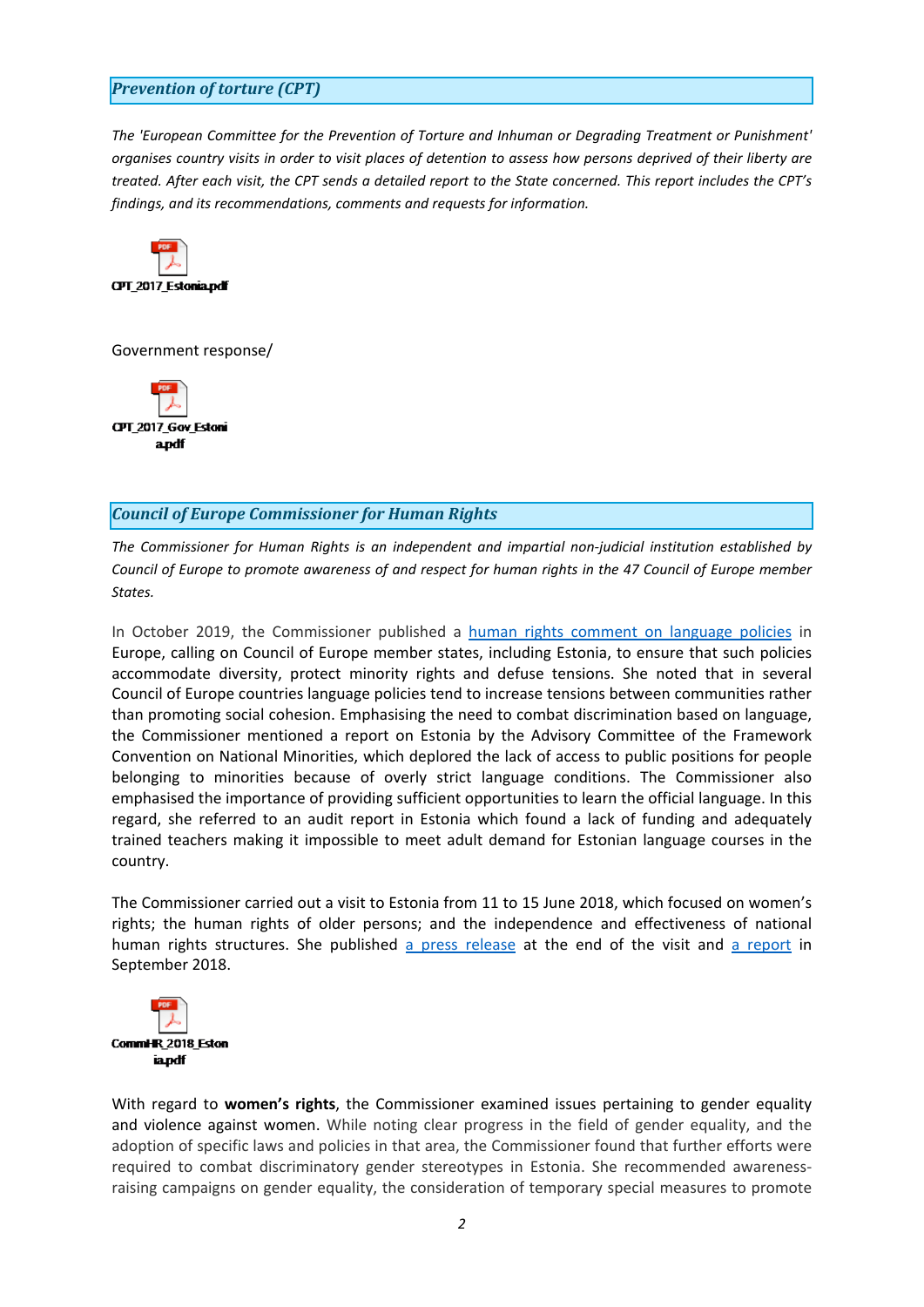## *Prevention of torture (CPT)*

*The 'European Committee for the Prevention of Torture and Inhuman or Degrading Treatment or Punishment' organises country visits in order to visit places of detention to assess how persons deprived of their liberty are treated. After each visit, the CPT sends a detailed report to the State concerned. This report includes the CPT's findings, and its recommendations, comments and requests for information.*

CPT_2017_Estonia.pdf

Government response/

CPT_2017_Gov_Estonia.pdf

## *Council of Europe Commissioner for Human Rights*

*The Commissioner for Human Rights is an independent and impartial non-judicial institution established by Council of Europe to promote awareness of and respect for human rights in the 47 Council of Europe member States.*

In October 2019, the Commissioner published a human rights comment on language policies in Europe, calling on Council of Europe member states, including Estonia, to ensure that such policies accommodate diversity, protect minority rights and defuse tensions. She noted that in several Council of Europe countries language policies tend to increase tensions between communities rather than promoting social cohesion. Emphasising the need to combat discrimination based on language, the Commissioner mentioned a report on Estonia by the Advisory Committee of the Framework Convention on National Minorities, which deplored the lack of access to public positions for people belonging to minorities because of overly strict language conditions. The Commissioner also emphasised the importance of providing sufficient opportunities to learn the official language. In this regard, she referred to an audit report in Estonia which found a lack of funding and adequately trained teachers making it impossible to meet adult demand for Estonian language courses in the country.

The Commissioner carried out a visit to Estonia from 11 to 15 June 2018, which focused on women's rights; the human rights of older persons; and the independence and effectiveness of national human rights structures. She published a press release at the end of the visit and a report in September 2018.

CommHR_2018_Estonia.pdf

With regard to **women's rights**, the Commissioner examined issues pertaining to gender equality and violence against women. While noting clear progress in the field of gender equality, and the adoption of specific laws and policies in that area, the Commissioner found that further efforts were required to combat discriminatory gender stereotypes in Estonia. She recommended awareness-raising campaigns on gender equality, the consideration of temporary special measures to promote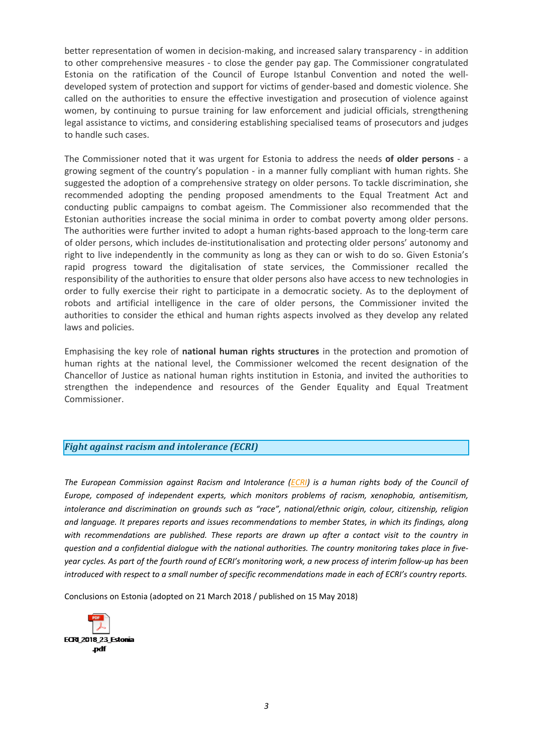better representation of women in decision-making, and increased salary transparency - in addition to other comprehensive measures - to close the gender pay gap. The Commissioner congratulated Estonia on the ratification of the Council of Europe Istanbul Convention and noted the well-developed system of protection and support for victims of gender-based and domestic violence. She called on the authorities to ensure the effective investigation and prosecution of violence against women, by continuing to pursue training for law enforcement and judicial officials, strengthening legal assistance to victims, and considering establishing specialised teams of prosecutors and judges to handle such cases.

The Commissioner noted that it was urgent for Estonia to address the needs **of older persons** - a growing segment of the country's population - in a manner fully compliant with human rights. She suggested the adoption of a comprehensive strategy on older persons. To tackle discrimination, she recommended adopting the pending proposed amendments to the Equal Treatment Act and conducting public campaigns to combat ageism. The Commissioner also recommended that the Estonian authorities increase the social minima in order to combat poverty among older persons. The authorities were further invited to adopt a human rights-based approach to the long-term care of older persons, which includes de-institutionalisation and protecting older persons' autonomy and right to live independently in the community as long as they can or wish to do so. Given Estonia's rapid progress toward the digitalisation of state services, the Commissioner recalled the responsibility of the authorities to ensure that older persons also have access to new technologies in order to fully exercise their right to participate in a democratic society. As to the deployment of robots and artificial intelligence in the care of older persons, the Commissioner invited the authorities to consider the ethical and human rights aspects involved as they develop any related laws and policies.

Emphasising the key role of **national human rights structures** in the protection and promotion of human rights at the national level, the Commissioner welcomed the recent designation of the Chancellor of Justice as national human rights institution in Estonia, and invited the authorities to strengthen the independence and resources of the Gender Equality and Equal Treatment Commissioner.

## *Fight against racism and intolerance (ECRI)*

*The European Commission against Racism and Intolerance (ECRI) is a human rights body of the Council of Europe, composed of independent experts, which monitors problems of racism, xenophobia, antisemitism, intolerance and discrimination on grounds such as "race", national/ethnic origin, colour, citizenship, religion and language. It prepares reports and issues recommendations to member States, in which its findings, along with recommendations are published. These reports are drawn up after a contact visit to the country in question and a confidential dialogue with the national authorities. The country monitoring takes place in five-year cycles. As part of the fourth round of ECRI's monitoring work, a new process of interim follow-up has been introduced with respect to a small number of specific recommendations made in each of ECRI's country reports.*

Conclusions on Estonia (adopted on 21 March 2018 / published on 15 May 2018)

ECRI_2018_23_Estonia.pdf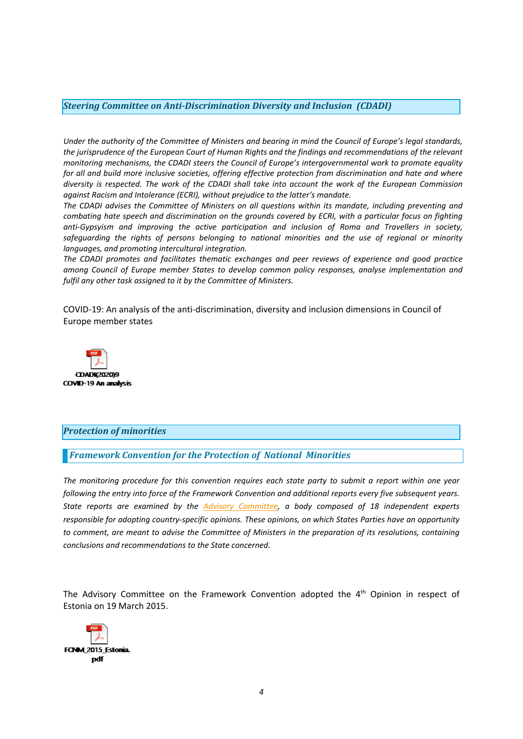## *Steering Committee on Anti-Discrimination Diversity and Inclusion (CDADI)*

*Under the authority of the Committee of Ministers and bearing in mind the Council of Europe's legal standards, the jurisprudence of the European Court of Human Rights and the findings and recommendations of the relevant monitoring mechanisms, the CDADI steers the Council of Europe's intergovernmental work to promote equality for all and build more inclusive societies, offering effective protection from discrimination and hate and where diversity is respected. The work of the CDADI shall take into account the work of the European Commission against Racism and Intolerance (ECRI), without prejudice to the latter's mandate.*

*The CDADI advises the Committee of Ministers on all questions within its mandate, including preventing and combating hate speech and discrimination on the grounds covered by ECRI, with a particular focus on fighting anti-Gypsyism and improving the active participation and inclusion of Roma and Travellers in society, safeguarding the rights of persons belonging to national minorities and the use of regional or minority languages, and promoting intercultural integration.*

*The CDADI promotes and facilitates thematic exchanges and peer reviews of experience and good practice among Council of Europe member States to develop common policy responses, analyse implementation and fulfil any other task assigned to it by the Committee of Ministers.*

COVID-19: An analysis of the anti-discrimination, diversity and inclusion dimensions in Council of Europe member states

CDADI(2020)9 COVID-19 An analysis

## *Protection of minorities*

### *Framework Convention for the Protection of National Minorities*

*The monitoring procedure for this convention requires each state party to submit a report within one year following the entry into force of the Framework Convention and additional reports every five subsequent years. State reports are examined by the Advisory Committee, a body composed of 18 independent experts responsible for adopting country-specific opinions. These opinions, on which States Parties have an opportunity to comment, are meant to advise the Committee of Ministers in the preparation of its resolutions, containing conclusions and recommendations to the State concerned.*

The Advisory Committee on the Framework Convention adopted the 4th Opinion in respect of Estonia on 19 March 2015.

FCNM_2015_Estonia.pdf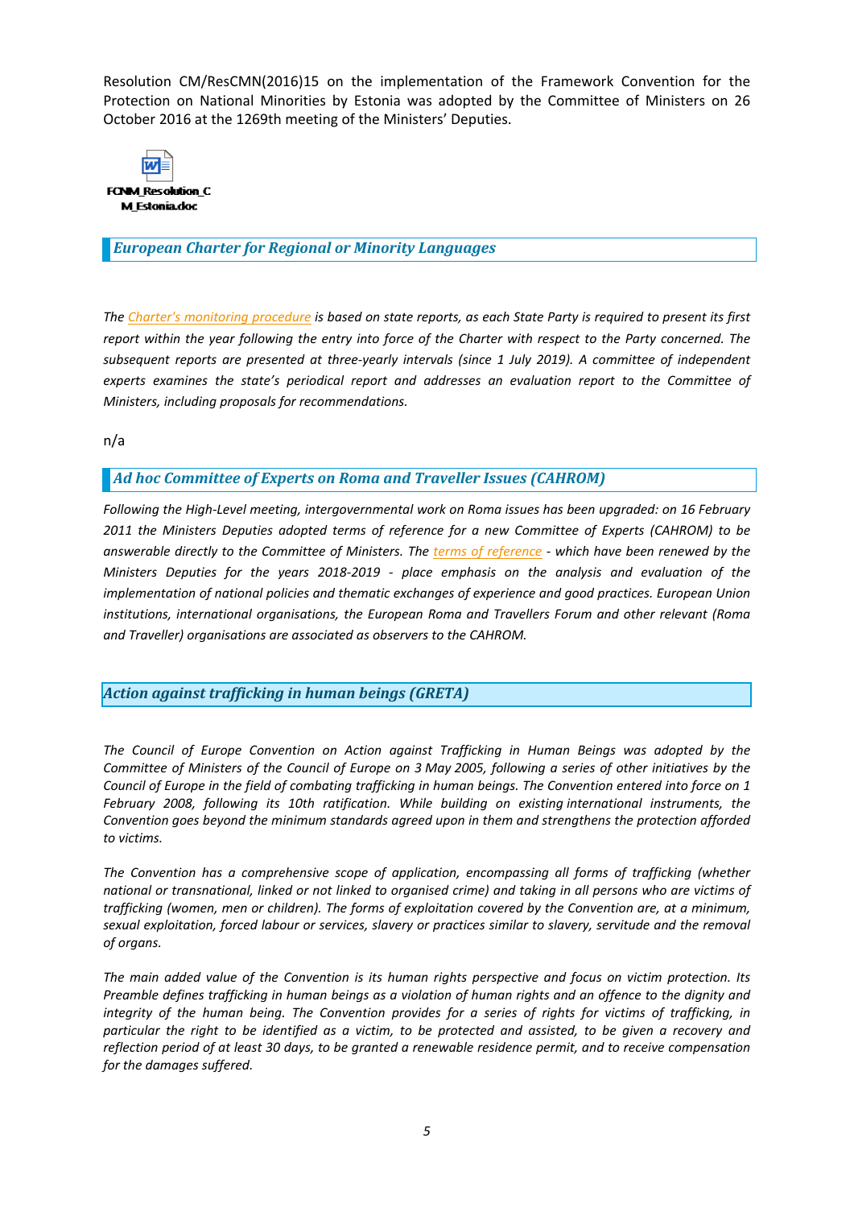Resolution CM/ResCMN(2016)15 on the implementation of the Framework Convention for the Protection on National Minorities by Estonia was adopted by the Committee of Ministers on 26 October 2016 at the 1269th meeting of the Ministers' Deputies.

FCNM_Resolution_CM_Estonia.doc

## *European Charter for Regional or Minority Languages*

*The Charter's monitoring procedure is based on state reports, as each State Party is required to present its first report within the year following the entry into force of the Charter with respect to the Party concerned. The subsequent reports are presented at three-yearly intervals (since 1 July 2019). A committee of independent experts examines the state's periodical report and addresses an evaluation report to the Committee of Ministers, including proposals for recommendations.*

n/a

## *Ad hoc Committee of Experts on Roma and Traveller Issues (CAHROM)*

*Following the High-Level meeting, intergovernmental work on Roma issues has been upgraded: on 16 February 2011 the Ministers Deputies adopted terms of reference for a new Committee of Experts (CAHROM) to be answerable directly to the Committee of Ministers. The terms of reference - which have been renewed by the Ministers Deputies for the years 2018-2019 - place emphasis on the analysis and evaluation of the implementation of national policies and thematic exchanges of experience and good practices. European Union institutions, international organisations, the European Roma and Travellers Forum and other relevant (Roma and Traveller) organisations are associated as observers to the CAHROM.*

## *Action against trafficking in human beings (GRETA)*

*The Council of Europe Convention on Action against Trafficking in Human Beings was adopted by the Committee of Ministers of the Council of Europe on 3 May 2005, following a series of other initiatives by the Council of Europe in the field of combating trafficking in human beings. The Convention entered into force on 1 February 2008, following its 10th ratification. While building on existing international instruments, the Convention goes beyond the minimum standards agreed upon in them and strengthens the protection afforded to victims.*

*The Convention has a comprehensive scope of application, encompassing all forms of trafficking (whether national or transnational, linked or not linked to organised crime) and taking in all persons who are victims of trafficking (women, men or children). The forms of exploitation covered by the Convention are, at a minimum, sexual exploitation, forced labour or services, slavery or practices similar to slavery, servitude and the removal of organs.*

*The main added value of the Convention is its human rights perspective and focus on victim protection. Its Preamble defines trafficking in human beings as a violation of human rights and an offence to the dignity and integrity of the human being. The Convention provides for a series of rights for victims of trafficking, in particular the right to be identified as a victim, to be protected and assisted, to be given a recovery and reflection period of at least 30 days, to be granted a renewable residence permit, and to receive compensation for the damages suffered.*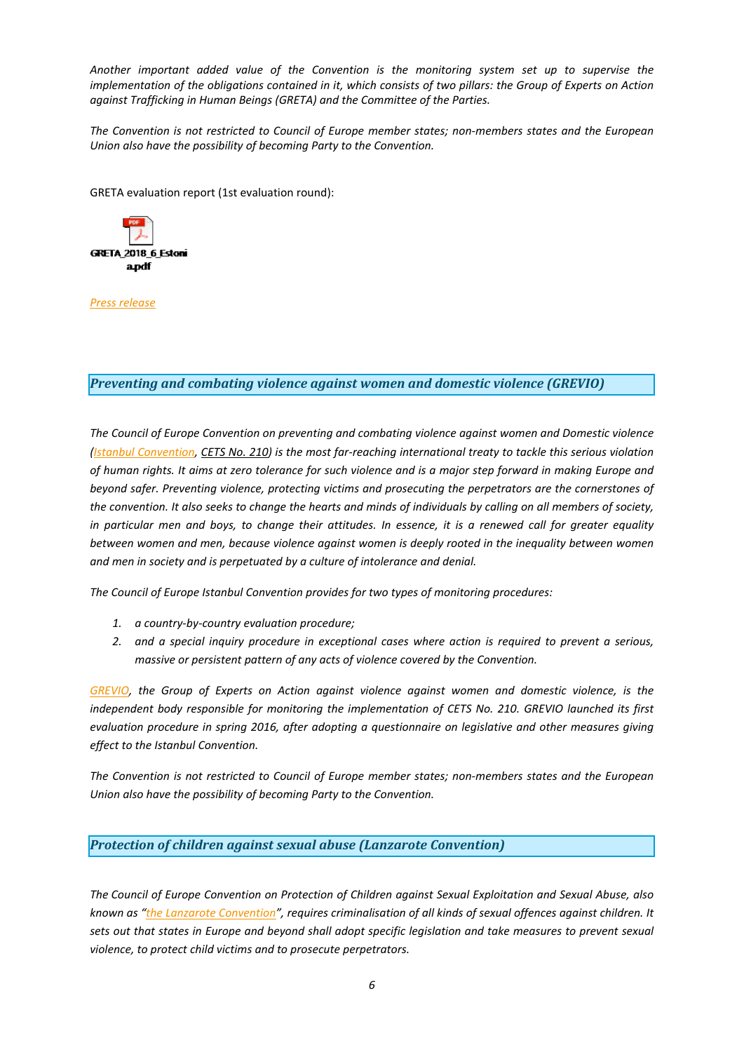*Another important added value of the Convention is the monitoring system set up to supervise the implementation of the obligations contained in it, which consists of two pillars: the Group of Experts on Action against Trafficking in Human Beings (GRETA) and the Committee of the Parties.*

*The Convention is not restricted to Council of Europe member states; non-members states and the European Union also have the possibility of becoming Party to the Convention.*

GRETA evaluation report (1st evaluation round):

GRETA_2018_6_Estonia.pdf

*Press release*

## *Preventing and combating violence against women and domestic violence (GREVIO)*

*The Council of Europe Convention on preventing and combating violence against women and Domestic violence (Istanbul Convention, CETS No. 210) is the most far-reaching international treaty to tackle this serious violation of human rights. It aims at zero tolerance for such violence and is a major step forward in making Europe and beyond safer. Preventing violence, protecting victims and prosecuting the perpetrators are the cornerstones of the convention. It also seeks to change the hearts and minds of individuals by calling on all members of society, in particular men and boys, to change their attitudes. In essence, it is a renewed call for greater equality between women and men, because violence against women is deeply rooted in the inequality between women and men in society and is perpetuated by a culture of intolerance and denial.*

*The Council of Europe Istanbul Convention provides for two types of monitoring procedures:*

1. *a country-by-country evaluation procedure;*
2. *and a special inquiry procedure in exceptional cases where action is required to prevent a serious, massive or persistent pattern of any acts of violence covered by the Convention.*

*GREVIO, the Group of Experts on Action against violence against women and domestic violence, is the independent body responsible for monitoring the implementation of CETS No. 210. GREVIO launched its first evaluation procedure in spring 2016, after adopting a questionnaire on legislative and other measures giving effect to the Istanbul Convention.*

*The Convention is not restricted to Council of Europe member states; non-members states and the European Union also have the possibility of becoming Party to the Convention.*

## *Protection of children against sexual abuse (Lanzarote Convention)*

*The Council of Europe Convention on Protection of Children against Sexual Exploitation and Sexual Abuse, also known as "the Lanzarote Convention", requires criminalisation of all kinds of sexual offences against children. It sets out that states in Europe and beyond shall adopt specific legislation and take measures to prevent sexual violence, to protect child victims and to prosecute perpetrators.*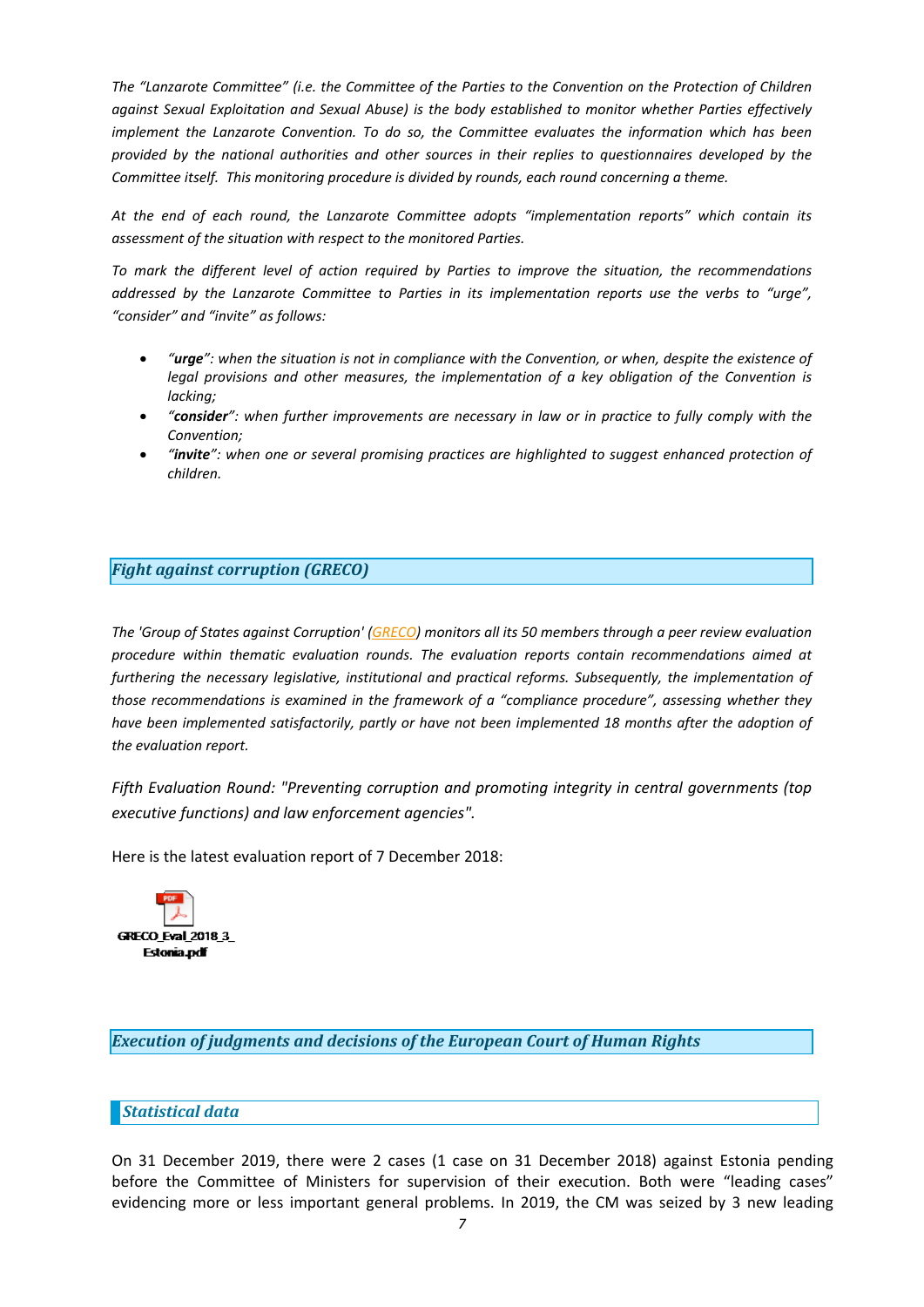*The "Lanzarote Committee" (i.e. the Committee of the Parties to the Convention on the Protection of Children against Sexual Exploitation and Sexual Abuse) is the body established to monitor whether Parties effectively implement the Lanzarote Convention. To do so, the Committee evaluates the information which has been provided by the national authorities and other sources in their replies to questionnaires developed by the Committee itself. This monitoring procedure is divided by rounds, each round concerning a theme.*

*At the end of each round, the Lanzarote Committee adopts "implementation reports" which contain its assessment of the situation with respect to the monitored Parties.*

*To mark the different level of action required by Parties to improve the situation, the recommendations addressed by the Lanzarote Committee to Parties in its implementation reports use the verbs to "urge", "consider" and "invite" as follows:*

- *"**urge**": when the situation is not in compliance with the Convention, or when, despite the existence of legal provisions and other measures, the implementation of a key obligation of the Convention is lacking;*
- *"**consider**": when further improvements are necessary in law or in practice to fully comply with the Convention;*
- *"**invite**": when one or several promising practices are highlighted to suggest enhanced protection of children.*

## *Fight against corruption (GRECO)*

*The 'Group of States against Corruption' (GRECO) monitors all its 50 members through a peer review evaluation procedure within thematic evaluation rounds. The evaluation reports contain recommendations aimed at furthering the necessary legislative, institutional and practical reforms. Subsequently, the implementation of those recommendations is examined in the framework of a "compliance procedure", assessing whether they have been implemented satisfactorily, partly or have not been implemented 18 months after the adoption of the evaluation report.*

*Fifth Evaluation Round: "Preventing corruption and promoting integrity in central governments (top executive functions) and law enforcement agencies".*

Here is the latest evaluation report of 7 December 2018:

GRECO_Eval_2018_3_Estonia.pdf

## *Execution of judgments and decisions of the European Court of Human Rights*

### *Statistical data*

On 31 December 2019, there were 2 cases (1 case on 31 December 2018) against Estonia pending before the Committee of Ministers for supervision of their execution. Both were "leading cases" evidencing more or less important general problems. In 2019, the CM was seized by 3 new leading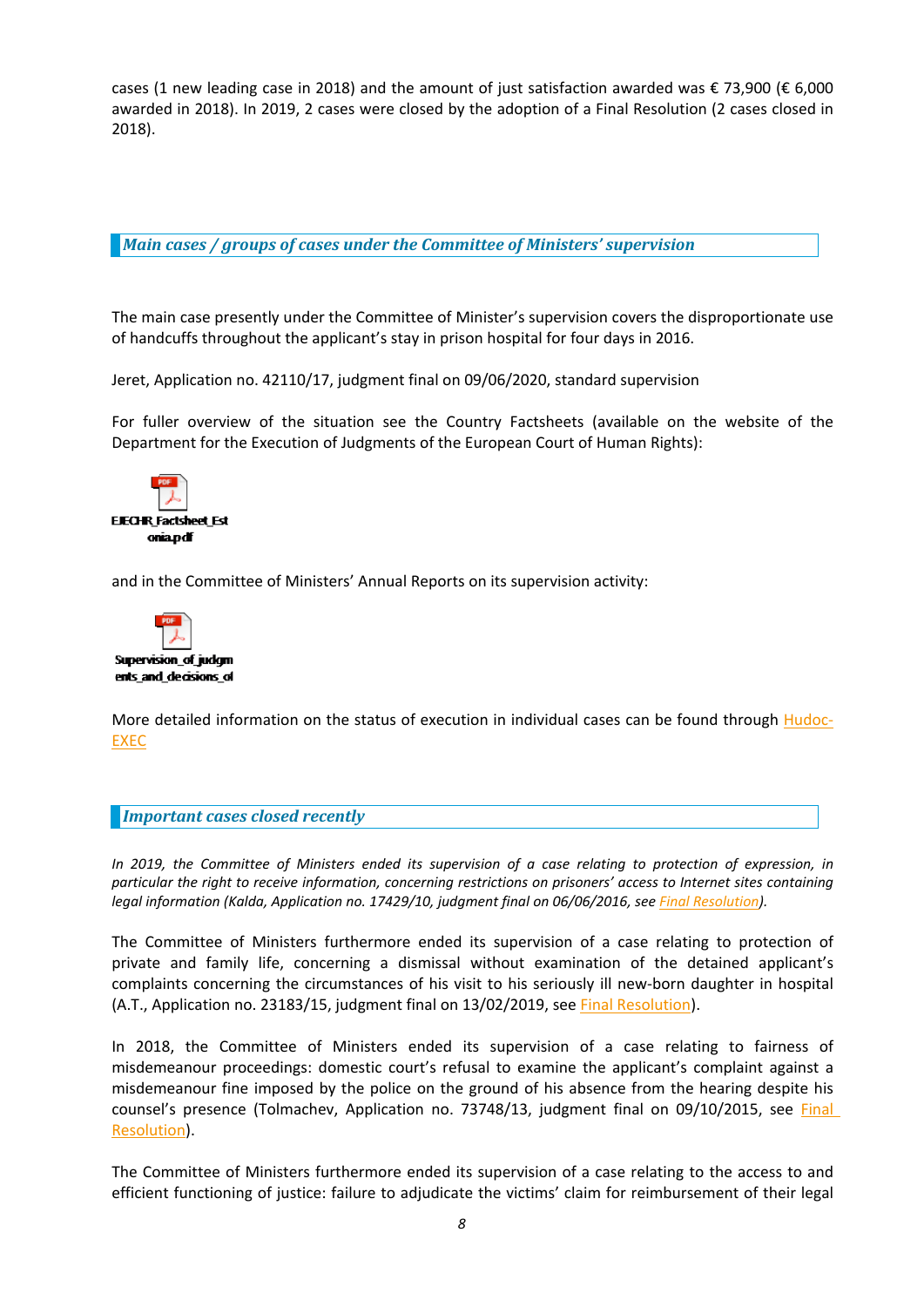cases (1 new leading case in 2018) and the amount of just satisfaction awarded was € 73,900 (€ 6,000 awarded in 2018). In 2019, 2 cases were closed by the adoption of a Final Resolution (2 cases closed in 2018).

## *Main cases / groups of cases under the Committee of Ministers' supervision*

The main case presently under the Committee of Minister's supervision covers the disproportionate use of handcuffs throughout the applicant's stay in prison hospital for four days in 2016.

Jeret, Application no. 42110/17, judgment final on 09/06/2020, standard supervision

For fuller overview of the situation see the Country Factsheets (available on the website of the Department for the Execution of Judgments of the European Court of Human Rights):

EJECHR_Factsheet_Estonia.pdf

and in the Committee of Ministers' Annual Reports on its supervision activity:

Supervision_of_judgments_and_decisions_of

More detailed information on the status of execution in individual cases can be found through Hudoc-EXEC

## *Important cases closed recently*

*In 2019, the Committee of Ministers ended its supervision of a case relating to protection of expression, in particular the right to receive information, concerning restrictions on prisoners' access to Internet sites containing legal information (Kalda, Application no. 17429/10, judgment final on 06/06/2016, see Final Resolution).*

The Committee of Ministers furthermore ended its supervision of a case relating to protection of private and family life, concerning a dismissal without examination of the detained applicant's complaints concerning the circumstances of his visit to his seriously ill new-born daughter in hospital (A.T., Application no. 23183/15, judgment final on 13/02/2019, see Final Resolution).

In 2018, the Committee of Ministers ended its supervision of a case relating to fairness of misdemeanour proceedings: domestic court's refusal to examine the applicant's complaint against a misdemeanour fine imposed by the police on the ground of his absence from the hearing despite his counsel's presence (Tolmachev, Application no. 73748/13, judgment final on 09/10/2015, see Final Resolution).

The Committee of Ministers furthermore ended its supervision of a case relating to the access to and efficient functioning of justice: failure to adjudicate the victims' claim for reimbursement of their legal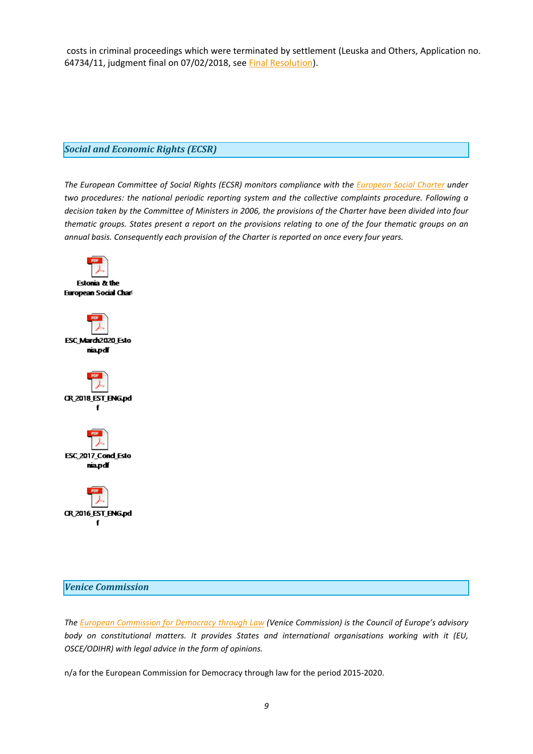costs in criminal proceedings which were terminated by settlement (Leuska and Others, Application no. 64734/11, judgment final on 07/02/2018, see Final Resolution).

## *Social and Economic Rights (ECSR)*

*The European Committee of Social Rights (ECSR) monitors compliance with the European Social Charter under two procedures: the national periodic reporting system and the collective complaints procedure. Following a decision taken by the Committee of Ministers in 2006, the provisions of the Charter have been divided into four thematic groups. States present a report on the provisions relating to one of the four thematic groups on an annual basis. Consequently each provision of the Charter is reported on once every four years.*

Estonia & the European Social Chart

ESC_March2020_Estonia.pdf

CR_2018_EST_ENG.pdf

ESC_2017_Cond_Estonia.pdf

CR_2016_EST_ENG.pdf

## *Venice Commission*

*The European Commission for Democracy through Law (Venice Commission) is the Council of Europe's advisory body on constitutional matters. It provides States and international organisations working with it (EU, OSCE/ODIHR) with legal advice in the form of opinions.*

n/a for the European Commission for Democracy through law for the period 2015-2020.